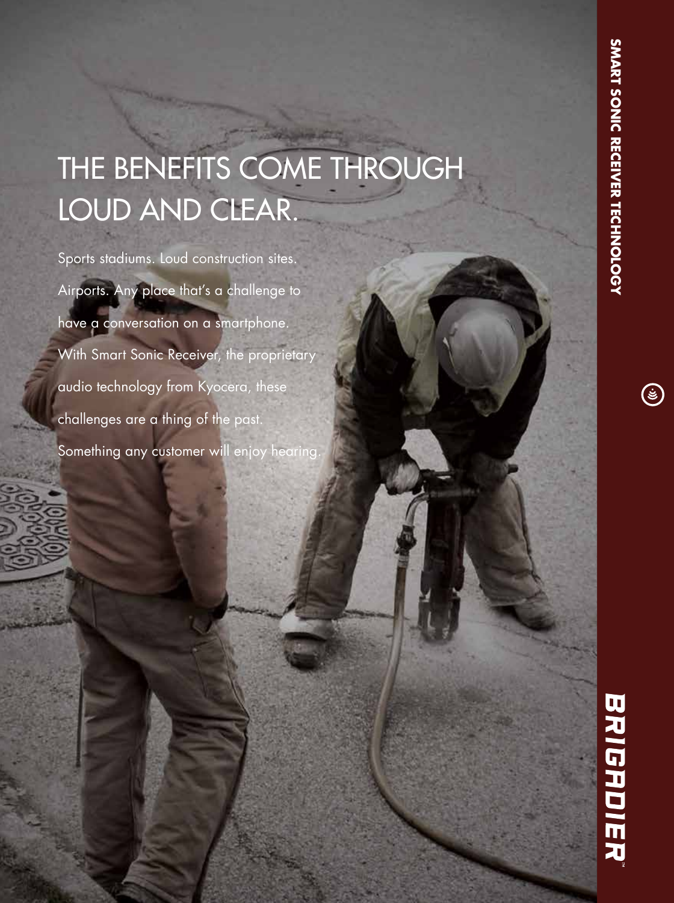# THE BENEFITS COME THROUGH LOUD AND CLEAR.

Sports stadiums. Loud construction sites. Airports. Any place that's a challenge to have a conversation on a smartphone. With Smart Sonic Receiver, the proprietary audio technology from Kyocera, these challenges are a thing of the past. Something any customer will enjoy hearing.

SMART SONIC RECEIVER TECHNOLOGY

BRIGADIER™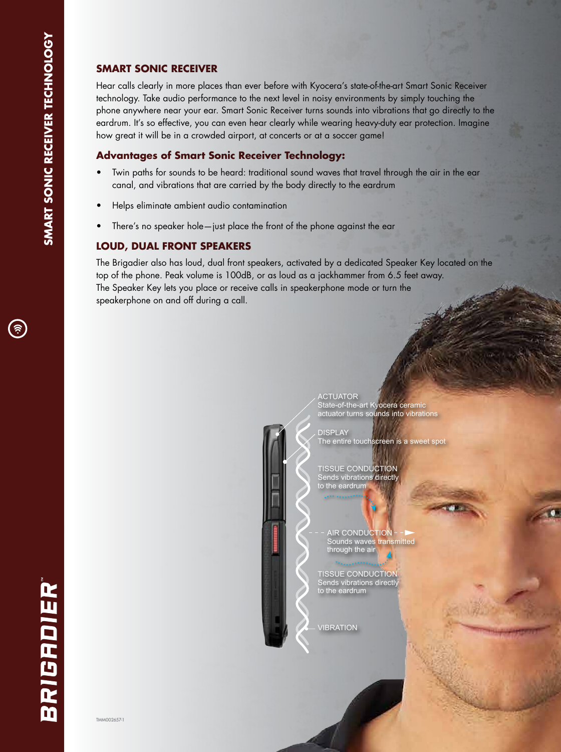## SMART SONIC RECEIVER

Hear calls clearly in more places than ever before with Kyocera's state-of-the-art Smart Sonic Receiver technology. Take audio performance to the next level in noisy environments by simply touching the phone anywhere near your ear. Smart Sonic Receiver turns sounds into vibrations that go directly to the eardrum. It's so effective, you can even hear clearly while wearing heavy-duty ear protection. Imagine how great it will be in a crowded airport, at concerts or at a soccer game!

### Advantages of Smart Sonic Receiver Technology:

- Twin paths for sounds to be heard: traditional sound waves that travel through the air in the ear canal, and vibrations that are carried by the body directly to the eardrum
- Helps eliminate ambient audio contamination
- There's no speaker hole—just place the front of the phone against the ear

## LOUD, DUAL FRONT SPEAKERS

The Brigadier also has loud, dual front speakers, activated by a dedicated Speaker Key located on the top of the phone. Peak volume is 100dB, or as loud as a jackhammer from 6.5 feet away. The Speaker Key lets you place or receive calls in speakerphone mode or turn the speakerphone on and off during a call.

ACTUATOR
State-of-the-art Kyocera ceramic actuator turns sounds into vibrations

DISPLAY
The entire touchscreen is a sweet spot

TISSUE CONDUCTION
Sends vibrations directly to the eardrum

AIR CONDUCTION
Sounds waves transmitted through the air

TISSUE CONDUCTION
Sends vibrations directly to the eardrum

VIBRATION

TMM002657-1